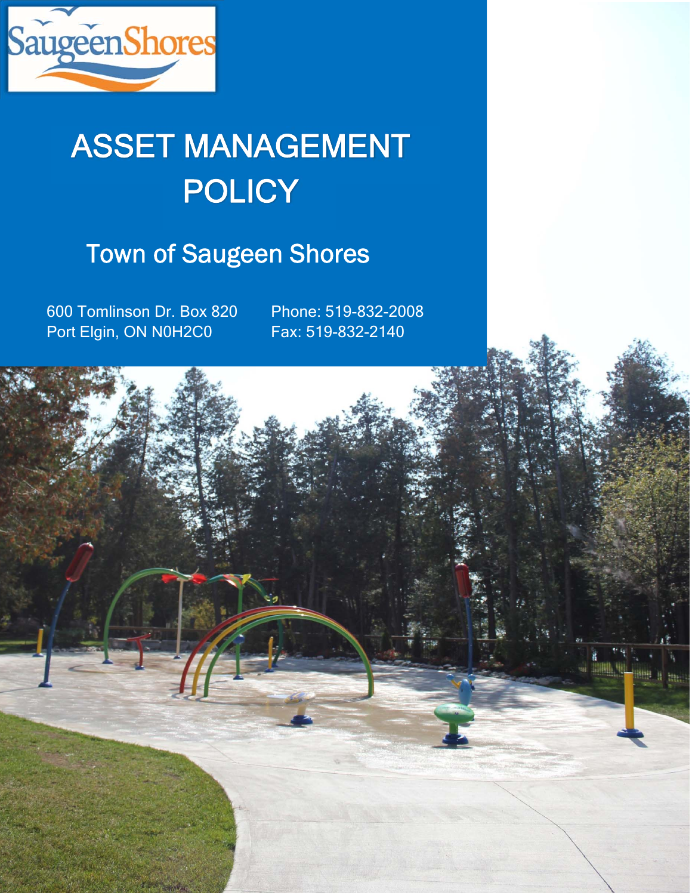SaugeenShores

# ASSET MANAGEMENT POLICY

## Town of Saugeen Shores

600 Tomlinson Dr. Box 820
Port Elgin, ON N0H2C0

Phone: 519-832-2008
Fax: 519-832-2140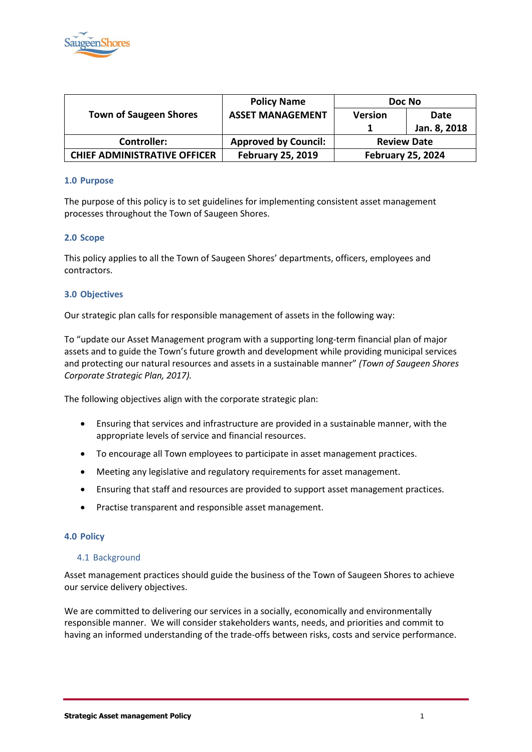| Town of Saugeen Shores | Policy Name | Doc No | |
|---|---|---|---|
| | ASSET MANAGEMENT | Version | Date |
| | | 1 | Jan. 8, 2018 |
| Controller: | Approved by Council: | Review Date | |
| CHIEF ADMINISTRATIVE OFFICER | February 25, 2019 | February 25, 2024 | |

## 1.0 Purpose

The purpose of this policy is to set guidelines for implementing consistent asset management processes throughout the Town of Saugeen Shores.

## 2.0 Scope

This policy applies to all the Town of Saugeen Shores' departments, officers, employees and contractors.

## 3.0 Objectives

Our strategic plan calls for responsible management of assets in the following way:

To "update our Asset Management program with a supporting long-term financial plan of major assets and to guide the Town's future growth and development while providing municipal services and protecting our natural resources and assets in a sustainable manner" *(Town of Saugeen Shores Corporate Strategic Plan, 2017).*

The following objectives align with the corporate strategic plan:

- Ensuring that services and infrastructure are provided in a sustainable manner, with the appropriate levels of service and financial resources.
- To encourage all Town employees to participate in asset management practices.
- Meeting any legislative and regulatory requirements for asset management.
- Ensuring that staff and resources are provided to support asset management practices.
- Practise transparent and responsible asset management.

## 4.0 Policy

### 4.1 Background

Asset management practices should guide the business of the Town of Saugeen Shores to achieve our service delivery objectives.

We are committed to delivering our services in a socially, economically and environmentally responsible manner. We will consider stakeholders wants, needs, and priorities and commit to having an informed understanding of the trade-offs between risks, costs and service performance.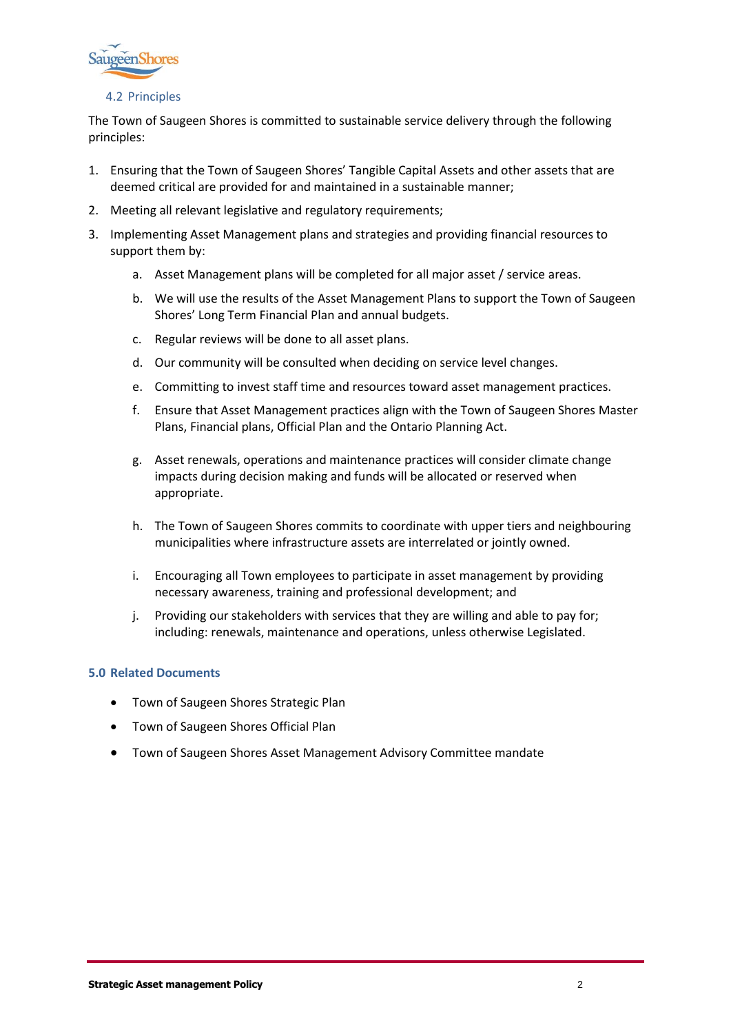### 4.2 Principles

The Town of Saugeen Shores is committed to sustainable service delivery through the following principles:

1. Ensuring that the Town of Saugeen Shores' Tangible Capital Assets and other assets that are deemed critical are provided for and maintained in a sustainable manner;
2. Meeting all relevant legislative and regulatory requirements;
3. Implementing Asset Management plans and strategies and providing financial resources to support them by:
    a. Asset Management plans will be completed for all major asset / service areas.
    b. We will use the results of the Asset Management Plans to support the Town of Saugeen Shores' Long Term Financial Plan and annual budgets.
    c. Regular reviews will be done to all asset plans.
    d. Our community will be consulted when deciding on service level changes.
    e. Committing to invest staff time and resources toward asset management practices.
    f. Ensure that Asset Management practices align with the Town of Saugeen Shores Master Plans, Financial plans, Official Plan and the Ontario Planning Act.
    g. Asset renewals, operations and maintenance practices will consider climate change impacts during decision making and funds will be allocated or reserved when appropriate.
    h. The Town of Saugeen Shores commits to coordinate with upper tiers and neighbouring municipalities where infrastructure assets are interrelated or jointly owned.
    i. Encouraging all Town employees to participate in asset management by providing necessary awareness, training and professional development; and
    j. Providing our stakeholders with services that they are willing and able to pay for; including: renewals, maintenance and operations, unless otherwise Legislated.

## 5.0 Related Documents

- Town of Saugeen Shores Strategic Plan
- Town of Saugeen Shores Official Plan
- Town of Saugeen Shores Asset Management Advisory Committee mandate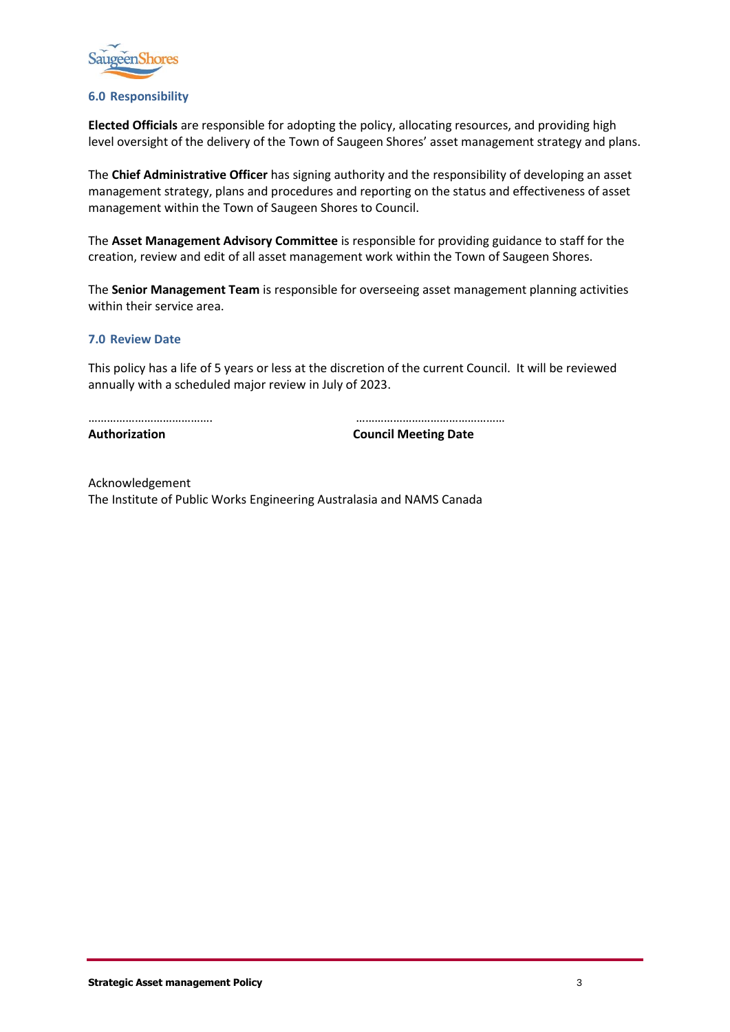### 6.0 Responsibility

**Elected Officials** are responsible for adopting the policy, allocating resources, and providing high level oversight of the delivery of the Town of Saugeen Shores' asset management strategy and plans.

The **Chief Administrative Officer** has signing authority and the responsibility of developing an asset management strategy, plans and procedures and reporting on the status and effectiveness of asset management within the Town of Saugeen Shores to Council.

The **Asset Management Advisory Committee** is responsible for providing guidance to staff for the creation, review and edit of all asset management work within the Town of Saugeen Shores.

The **Senior Management Team** is responsible for overseeing asset management planning activities within their service area.

### 7.0 Review Date

This policy has a life of 5 years or less at the discretion of the current Council. It will be reviewed annually with a scheduled major review in July of 2023.

| | |
|---|---|
| …………………………………. | ………………………………………… |
| **Authorization** | **Council Meeting Date** |

Acknowledgement
The Institute of Public Works Engineering Australasia and NAMS Canada